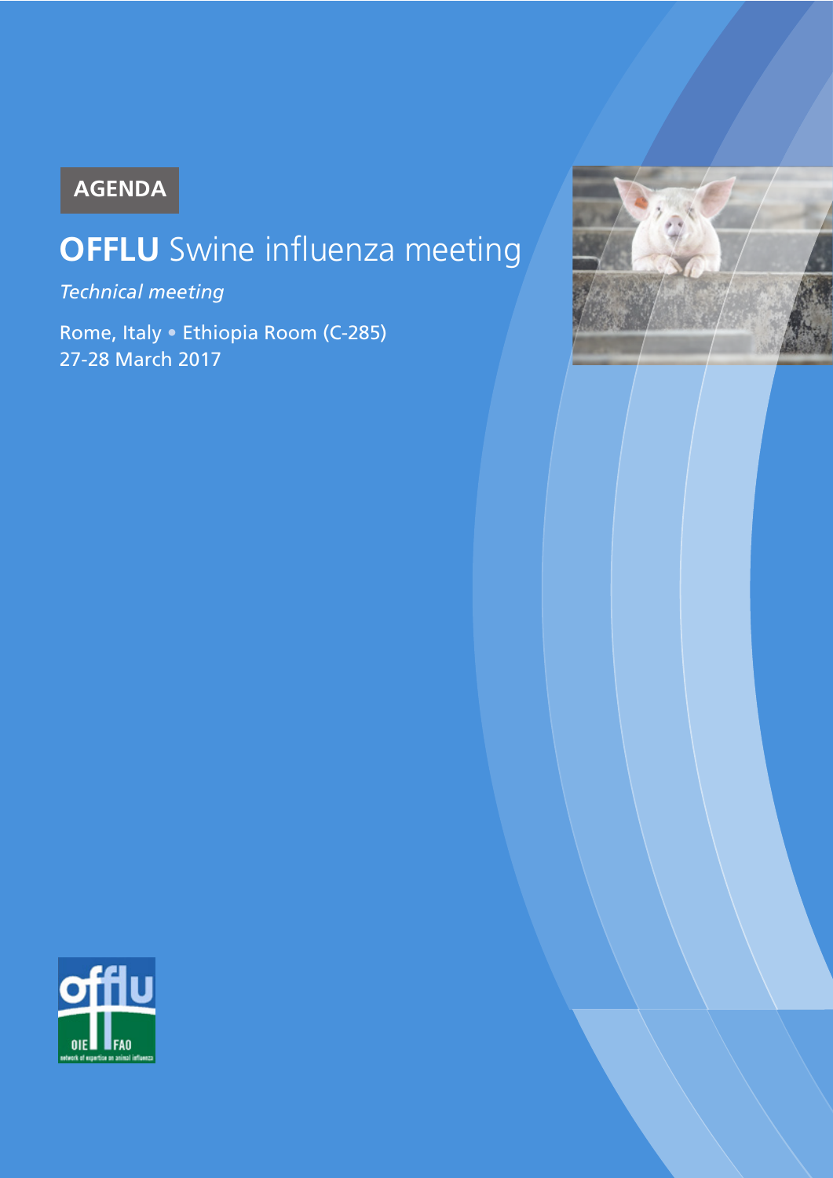AGENDA

# **OFFLU** Swine influenza meeting

*Technical meeting*

Rome, Italy • Ethiopia Room (C-285)
27-28 March 2017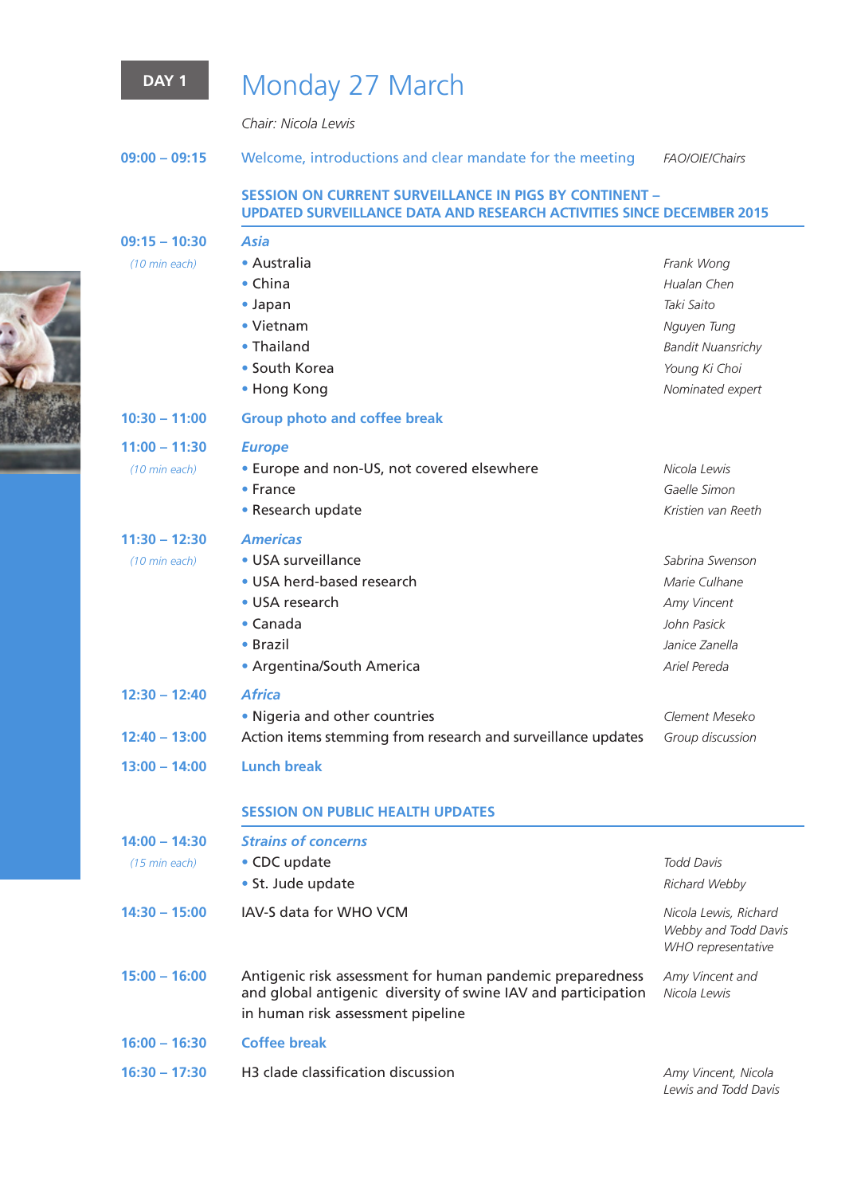**DAY 1**

# Monday 27 March

*Chair: Nicola Lewis*

| Time | Session | Speaker |
|---|---|---|
| 09:00 – 09:15 | Welcome, introductions and clear mandate for the meeting | *FAO/OIE/Chairs* |

## SESSION ON CURRENT SURVEILLANCE IN PIGS BY CONTINENT – UPDATED SURVEILLANCE DATA AND RESEARCH ACTIVITIES SINCE DECEMBER 2015

| Time | Session | Speaker |
|---|---|---|
| 09:15 – 10:30 *(10 min each)* | ***Asia*** | |
| | • Australia | *Frank Wong* |
| | • China | *Hualan Chen* |
| | • Japan | *Taki Saito* |
| | • Vietnam | *Nguyen Tung* |
| | • Thailand | *Bandit Nuansrichy* |
| | • South Korea | *Young Ki Choi* |
| | • Hong Kong | *Nominated expert* |
| 10:30 – 11:00 | **Group photo and coffee break** | |
| 11:00 – 11:30 *(10 min each)* | ***Europe*** | |
| | • Europe and non-US, not covered elsewhere | *Nicola Lewis* |
| | • France | *Gaelle Simon* |
| | • Research update | *Kristien van Reeth* |
| 11:30 – 12:30 *(10 min each)* | ***Americas*** | |
| | • USA surveillance | *Sabrina Swenson* |
| | • USA herd-based research | *Marie Culhane* |
| | • USA research | *Amy Vincent* |
| | • Canada | *John Pasick* |
| | • Brazil | *Janice Zanella* |
| | • Argentina/South America | *Ariel Pereda* |
| 12:30 – 12:40 | ***Africa*** | |
| | • Nigeria and other countries | *Clement Meseko* |
| 12:40 – 13:00 | Action items stemming from research and surveillance updates | *Group discussion* |
| 13:00 – 14:00 | **Lunch break** | |

## SESSION ON PUBLIC HEALTH UPDATES

| Time | Session | Speaker |
|---|---|---|
| 14:00 – 14:30 *(15 min each)* | ***Strains of concerns*** | |
| | • CDC update | *Todd Davis* |
| | • St. Jude update | *Richard Webby* |
| 14:30 – 15:00 | IAV-S data for WHO VCM | *Nicola Lewis, Richard Webby and Todd Davis WHO representative* |
| 15:00 – 16:00 | Antigenic risk assessment for human pandemic preparedness and global antigenic diversity of swine IAV and participation in human risk assessment pipeline | *Amy Vincent and Nicola Lewis* |
| 16:00 – 16:30 | **Coffee break** | |
| 16:30 – 17:30 | H3 clade classification discussion | *Amy Vincent, Nicola Lewis and Todd Davis* |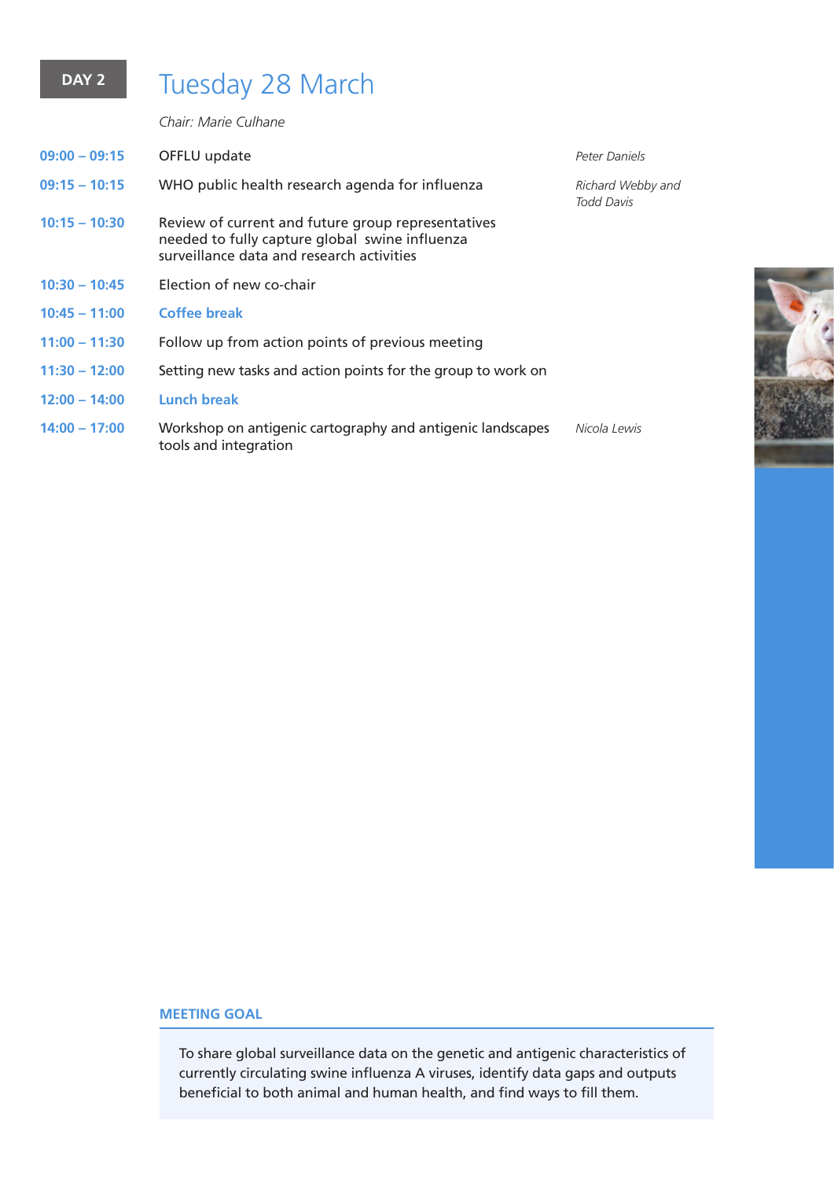**DAY 2**

# Tuesday 28 March

*Chair: Marie Culhane*

| Time | Session | Speaker |
|---|---|---|
| 09:00 – 09:15 | OFFLU update | *Peter Daniels* |
| 09:15 – 10:15 | WHO public health research agenda for influenza | *Richard Webby and Todd Davis* |
| 10:15 – 10:30 | Review of current and future group representatives needed to fully capture global swine influenza surveillance data and research activities | |
| 10:30 – 10:45 | Election of new co-chair | |
| 10:45 – 11:00 | **Coffee break** | |
| 11:00 – 11:30 | Follow up from action points of previous meeting | |
| 11:30 – 12:00 | Setting new tasks and action points for the group to work on | |
| 12:00 – 14:00 | **Lunch break** | |
| 14:00 – 17:00 | Workshop on antigenic cartography and antigenic landscapes tools and integration | *Nicola Lewis* |

## MEETING GOAL

To share global surveillance data on the genetic and antigenic characteristics of currently circulating swine influenza A viruses, identify data gaps and outputs beneficial to both animal and human health, and find ways to fill them.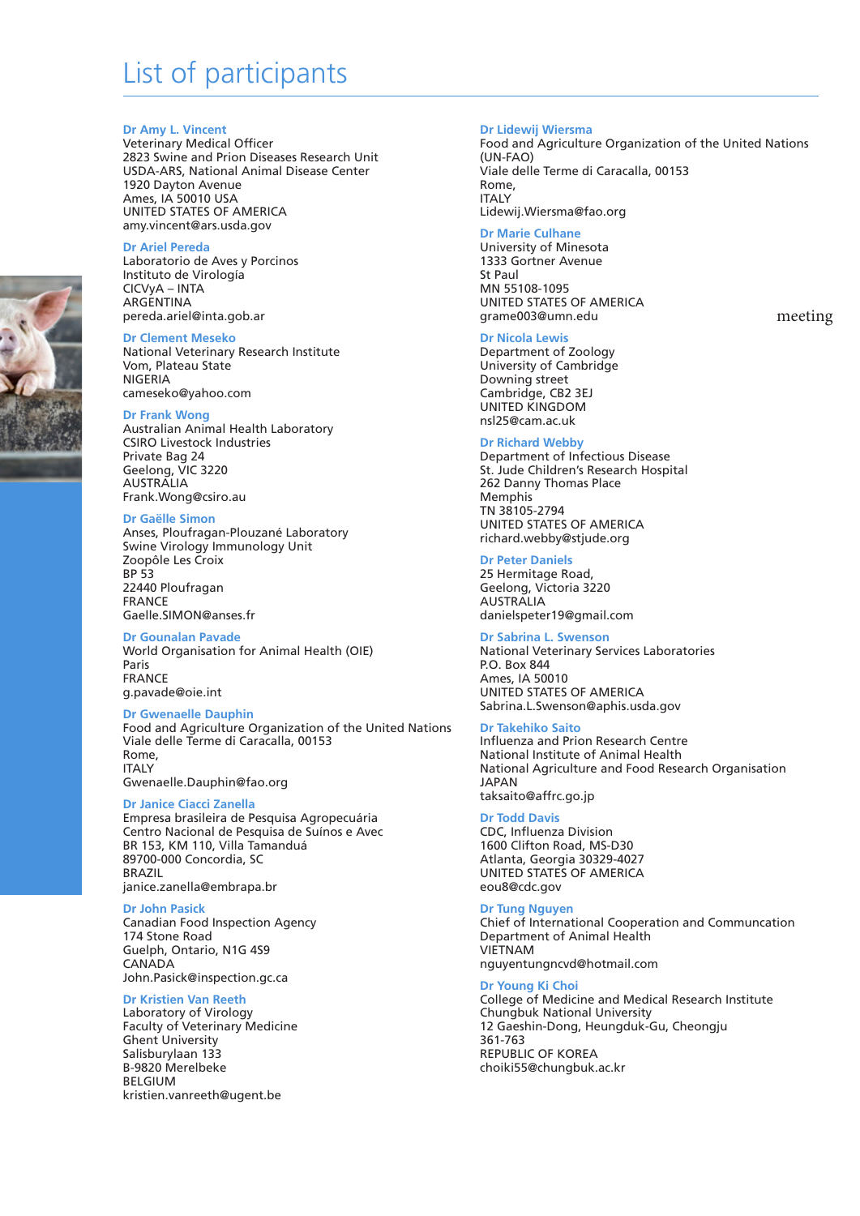# List of participants

**Dr Amy L. Vincent**
Veterinary Medical Officer
2823 Swine and Prion Diseases Research Unit
USDA-ARS, National Animal Disease Center
1920 Dayton Avenue
Ames, IA 50010 USA
UNITED STATES OF AMERICA
amy.vincent@ars.usda.gov

**Dr Ariel Pereda**
Laboratorio de Aves y Porcinos
Instituto de Virología
CICVyA – INTA
ARGENTINA
pereda.ariel@inta.gob.ar

**Dr Clement Meseko**
National Veterinary Research Institute
Vom, Plateau State
NIGERIA
cameseko@yahoo.com

**Dr Frank Wong**
Australian Animal Health Laboratory
CSIRO Livestock Industries
Private Bag 24
Geelong, VIC 3220
AUSTRALIA
Frank.Wong@csiro.au

**Dr Gaëlle Simon**
Anses, Ploufragan-Plouzané Laboratory
Swine Virology Immunology Unit
Zoopôle Les Croix
BP 53
22440 Ploufragan
FRANCE
Gaelle.SIMON@anses.fr

**Dr Gounalan Pavade**
World Organisation for Animal Health (OIE)
Paris
FRANCE
g.pavade@oie.int

**Dr Gwenaelle Dauphin**
Food and Agriculture Organization of the United Nations
Viale delle Terme di Caracalla, 00153
Rome,
ITALY
Gwenaelle.Dauphin@fao.org

**Dr Janice Ciacci Zanella**
Empresa brasileira de Pesquisa Agropecuária
Centro Nacional de Pesquisa de Suínos e Avec
BR 153, KM 110, Villa Tamanduá
89700-000 Concordia, SC
BRAZIL
janice.zanella@embrapa.br

**Dr John Pasick**
Canadian Food Inspection Agency
174 Stone Road
Guelph, Ontario, N1G 4S9
CANADA
John.Pasick@inspection.gc.ca

**Dr Kristien Van Reeth**
Laboratory of Virology
Faculty of Veterinary Medicine
Ghent University
Salisburylaan 133
B-9820 Merelbeke
BELGIUM
kristien.vanreeth@ugent.be

**Dr Lidewij Wiersma**
Food and Agriculture Organization of the United Nations
(UN-FAO)
Viale delle Terme di Caracalla, 00153
Rome,
ITALY
Lidewij.Wiersma@fao.org

**Dr Marie Culhane**
University of Minesota
1333 Gortner Avenue
St Paul
MN 55108-1095
UNITED STATES OF AMERICA
grame003@umn.edu

**Dr Nicola Lewis**
Department of Zoology
University of Cambridge
Downing street
Cambridge, CB2 3EJ
UNITED KINGDOM
nsl25@cam.ac.uk

**Dr Richard Webby**
Department of Infectious Disease
St. Jude Children's Research Hospital
262 Danny Thomas Place
Memphis
TN 38105-2794
UNITED STATES OF AMERICA
richard.webby@stjude.org

**Dr Peter Daniels**
25 Hermitage Road,
Geelong, Victoria 3220
AUSTRALIA
danielspeter19@gmail.com

**Dr Sabrina L. Swenson**
National Veterinary Services Laboratories
P.O. Box 844
Ames, IA 50010
UNITED STATES OF AMERICA
Sabrina.L.Swenson@aphis.usda.gov

**Dr Takehiko Saito**
Influenza and Prion Research Centre
National Institute of Animal Health
National Agriculture and Food Research Organisation
JAPAN
taksaito@affrc.go.jp

**Dr Todd Davis**
CDC, Influenza Division
1600 Clifton Road, MS-D30
Atlanta, Georgia 30329-4027
UNITED STATES OF AMERICA
eou8@cdc.gov

**Dr Tung Nguyen**
Chief of International Cooperation and Communcation
Department of Animal Health
VIETNAM
nguyentungncvd@hotmail.com

**Dr Young Ki Choi**
College of Medicine and Medical Research Institute
Chungbuk National University
12 Gaeshin-Dong, Heungduk-Gu, Cheongju
361-763
REPUBLIC OF KOREA
choiki55@chungbuk.ac.kr